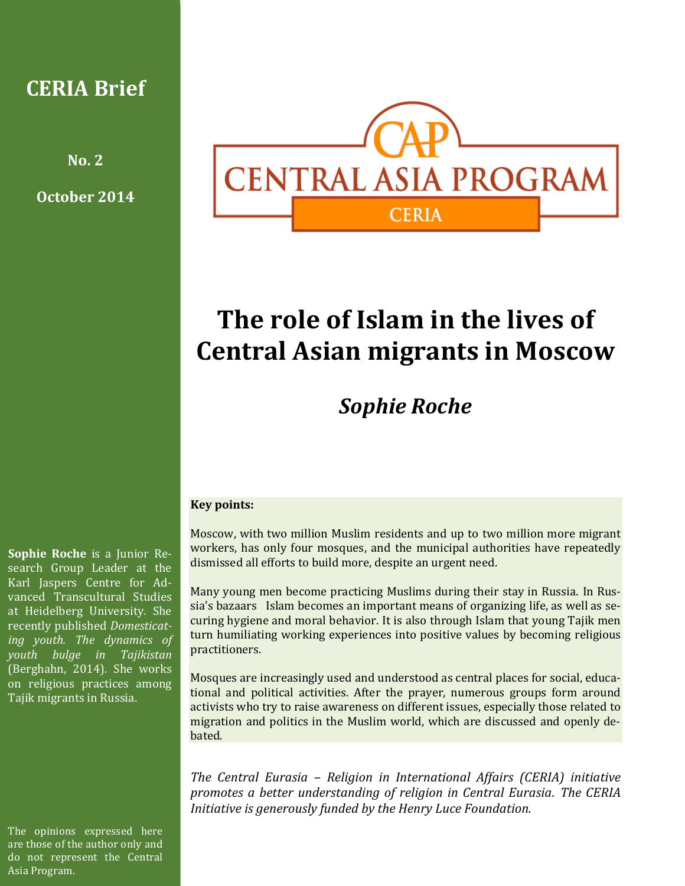**CERIA Brief**

**No. 2**

**October 2014**

CENTRAL ASIA PROGRAM

CERIA

# The role of Islam in the lives of Central Asian migrants in Moscow

## *Sophie Roche*

**Sophie Roche** is a Junior Research Group Leader at the Karl Jaspers Centre for Advanced Transcultural Studies at Heidelberg University. She recently published *Domesticating youth. The dynamics of youth bulge in Tajikistan* (Berghahn, 2014). She works on religious practices among Tajik migrants in Russia.

**Key points:**

Moscow, with two million Muslim residents and up to two million more migrant workers, has only four mosques, and the municipal authorities have repeatedly dismissed all efforts to build more, despite an urgent need.

Many young men become practicing Muslims during their stay in Russia. In Russia's bazaars Islam becomes an important means of organizing life, as well as securing hygiene and moral behavior. It is also through Islam that young Tajik men turn humiliating working experiences into positive values by becoming religious practitioners.

Mosques are increasingly used and understood as central places for social, educational and political activities. After the prayer, numerous groups form around activists who try to raise awareness on different issues, especially those related to migration and politics in the Muslim world, which are discussed and openly debated.

*The Central Eurasia – Religion in International Affairs (CERIA) initiative promotes a better understanding of religion in Central Eurasia. The CERIA Initiative is generously funded by the Henry Luce Foundation.*

The opinions expressed here are those of the author only and do not represent the Central Asia Program.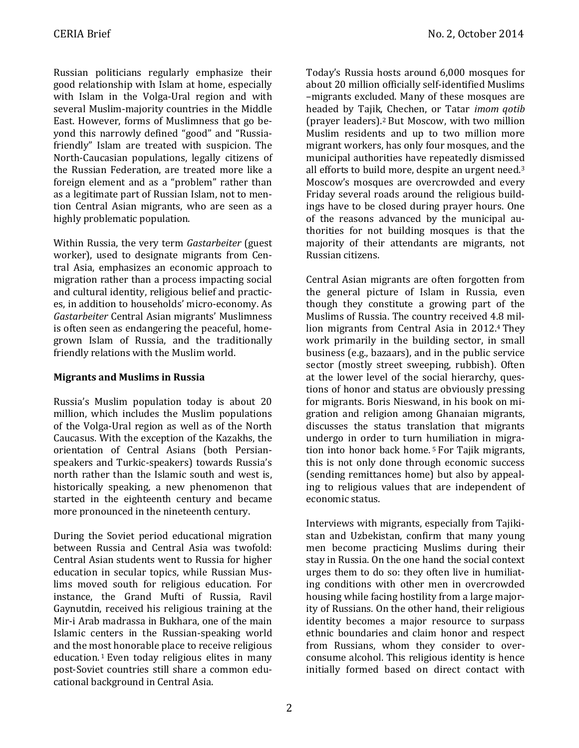Russian politicians regularly emphasize their good relationship with Islam at home, especially with Islam in the Volga-Ural region and with several Muslim-majority countries in the Middle East. However, forms of Muslimness that go beyond this narrowly defined "good" and "Russia-friendly" Islam are treated with suspicion. The North-Caucasian populations, legally citizens of the Russian Federation, are treated more like a foreign element and as a "problem" rather than as a legitimate part of Russian Islam, not to mention Central Asian migrants, who are seen as a highly problematic population.

Within Russia, the very term *Gastarbeiter* (guest worker), used to designate migrants from Central Asia, emphasizes an economic approach to migration rather than a process impacting social and cultural identity, religious belief and practices, in addition to households' micro-economy. As *Gastarbeiter* Central Asian migrants' Muslimness is often seen as endangering the peaceful, home-grown Islam of Russia, and the traditionally friendly relations with the Muslim world.

**Migrants and Muslims in Russia**

Russia's Muslim population today is about 20 million, which includes the Muslim populations of the Volga-Ural region as well as of the North Caucasus. With the exception of the Kazakhs, the orientation of Central Asians (both Persian-speakers and Turkic-speakers) towards Russia's north rather than the Islamic south and west is, historically speaking, a new phenomenon that started in the eighteenth century and became more pronounced in the nineteenth century.

During the Soviet period educational migration between Russia and Central Asia was twofold: Central Asian students went to Russia for higher education in secular topics, while Russian Muslims moved south for religious education. For instance, the Grand Mufti of Russia, Ravil Gaynutdin, received his religious training at the Mir-i Arab madrassa in Bukhara, one of the main Islamic centers in the Russian-speaking world and the most honorable place to receive religious education.[1] Even today religious elites in many post-Soviet countries still share a common educational background in Central Asia.

Today's Russia hosts around 6,000 mosques for about 20 million officially self-identified Muslims –migrants excluded. Many of these mosques are headed by Tajik, Chechen, or Tatar *imom qotib* (prayer leaders).[2] But Moscow, with two million Muslim residents and up to two million more migrant workers, has only four mosques, and the municipal authorities have repeatedly dismissed all efforts to build more, despite an urgent need.[3] Moscow's mosques are overcrowded and every Friday several roads around the religious buildings have to be closed during prayer hours. One of the reasons advanced by the municipal authorities for not building mosques is that the majority of their attendants are migrants, not Russian citizens.

Central Asian migrants are often forgotten from the general picture of Islam in Russia, even though they constitute a growing part of the Muslims of Russia. The country received 4.8 million migrants from Central Asia in 2012.[4] They work primarily in the building sector, in small business (e.g., bazaars), and in the public service sector (mostly street sweeping, rubbish). Often at the lower level of the social hierarchy, questions of honor and status are obviously pressing for migrants. Boris Nieswand, in his book on migration and religion among Ghanaian migrants, discusses the status translation that migrants undergo in order to turn humiliation in migration into honor back home.[5] For Tajik migrants, this is not only done through economic success (sending remittances home) but also by appealing to religious values that are independent of economic status.

Interviews with migrants, especially from Tajikistan and Uzbekistan, confirm that many young men become practicing Muslims during their stay in Russia. On the one hand the social context urges them to do so: they often live in humiliating conditions with other men in overcrowded housing while facing hostility from a large majority of Russians. On the other hand, their religious identity becomes a major resource to surpass ethnic boundaries and claim honor and respect from Russians, whom they consider to overconsume alcohol. This religious identity is hence initially formed based on direct contact with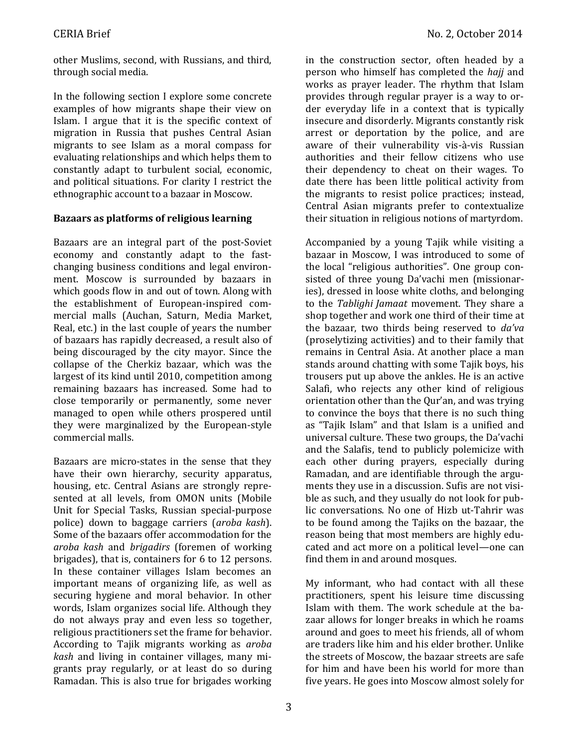other Muslims, second, with Russians, and third, through social media.

In the following section I explore some concrete examples of how migrants shape their view on Islam. I argue that it is the specific context of migration in Russia that pushes Central Asian migrants to see Islam as a moral compass for evaluating relationships and which helps them to constantly adapt to turbulent social, economic, and political situations. For clarity I restrict the ethnographic account to a bazaar in Moscow.

**Bazaars as platforms of religious learning**

Bazaars are an integral part of the post-Soviet economy and constantly adapt to the fast-changing business conditions and legal environment. Moscow is surrounded by bazaars in which goods flow in and out of town. Along with the establishment of European-inspired commercial malls (Auchan, Saturn, Media Market, Real, etc.) in the last couple of years the number of bazaars has rapidly decreased, a result also of being discouraged by the city mayor. Since the collapse of the Cherkiz bazaar, which was the largest of its kind until 2010, competition among remaining bazaars has increased. Some had to close temporarily or permanently, some never managed to open while others prospered until they were marginalized by the European-style commercial malls.

Bazaars are micro-states in the sense that they have their own hierarchy, security apparatus, housing, etc. Central Asians are strongly represented at all levels, from OMON units (Mobile Unit for Special Tasks, Russian special-purpose police) down to baggage carriers (*aroba kash*). Some of the bazaars offer accommodation for the *aroba kash* and *brigadirs* (foremen of working brigades), that is, containers for 6 to 12 persons. In these container villages Islam becomes an important means of organizing life, as well as securing hygiene and moral behavior. In other words, Islam organizes social life. Although they do not always pray and even less so together, religious practitioners set the frame for behavior. According to Tajik migrants working as *aroba kash* and living in container villages, many migrants pray regularly, or at least do so during Ramadan. This is also true for brigades working in the construction sector, often headed by a person who himself has completed the *hajj* and works as prayer leader. The rhythm that Islam provides through regular prayer is a way to order everyday life in a context that is typically insecure and disorderly. Migrants constantly risk arrest or deportation by the police, and are aware of their vulnerability vis-à-vis Russian authorities and their fellow citizens who use their dependency to cheat on their wages. To date there has been little political activity from the migrants to resist police practices; instead, Central Asian migrants prefer to contextualize their situation in religious notions of martyrdom.

Accompanied by a young Tajik while visiting a bazaar in Moscow, I was introduced to some of the local "religious authorities". One group consisted of three young Da'vachi men (missionaries), dressed in loose white cloths, and belonging to the *Tablighi Jamaat* movement. They share a shop together and work one third of their time at the bazaar, two thirds being reserved to *da'va* (proselytizing activities) and to their family that remains in Central Asia. At another place a man stands around chatting with some Tajik boys, his trousers put up above the ankles. He is an active Salafi, who rejects any other kind of religious orientation other than the Qur'an, and was trying to convince the boys that there is no such thing as "Tajik Islam" and that Islam is a unified and universal culture. These two groups, the Da'vachi and the Salafis, tend to publicly polemicize with each other during prayers, especially during Ramadan, and are identifiable through the arguments they use in a discussion. Sufis are not visible as such, and they usually do not look for public conversations. No one of Hizb ut-Tahrir was to be found among the Tajiks on the bazaar, the reason being that most members are highly educated and act more on a political level—one can find them in and around mosques.

My informant, who had contact with all these practitioners, spent his leisure time discussing Islam with them. The work schedule at the bazaar allows for longer breaks in which he roams around and goes to meet his friends, all of whom are traders like him and his elder brother. Unlike the streets of Moscow, the bazaar streets are safe for him and have been his world for more than five years. He goes into Moscow almost solely for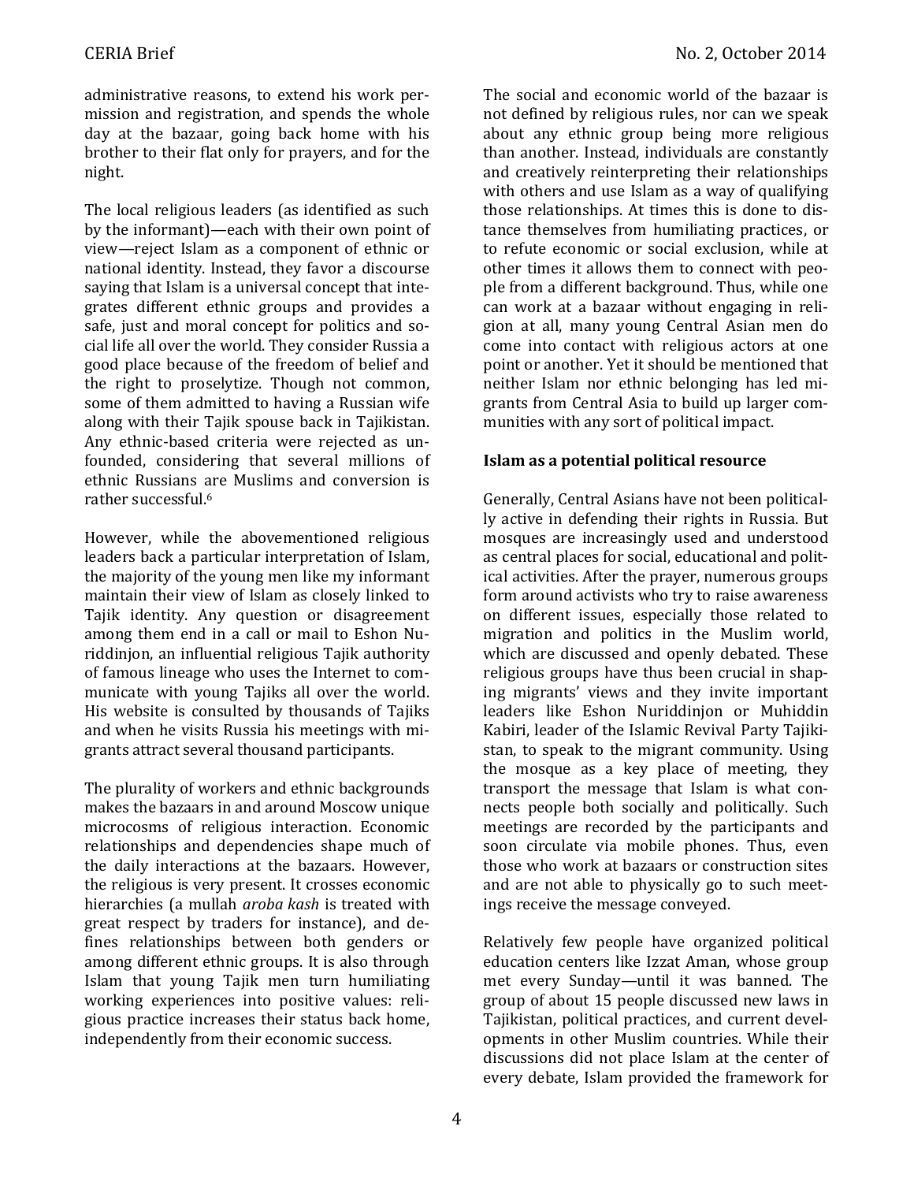administrative reasons, to extend his work permission and registration, and spends the whole day at the bazaar, going back home with his brother to their flat only for prayers, and for the night.

The local religious leaders (as identified as such by the informant)—each with their own point of view—reject Islam as a component of ethnic or national identity. Instead, they favor a discourse saying that Islam is a universal concept that integrates different ethnic groups and provides a safe, just and moral concept for politics and social life all over the world. They consider Russia a good place because of the freedom of belief and the right to proselytize. Though not common, some of them admitted to having a Russian wife along with their Tajik spouse back in Tajikistan. Any ethnic-based criteria were rejected as unfounded, considering that several millions of ethnic Russians are Muslims and conversion is rather successful.[6]

However, while the abovementioned religious leaders back a particular interpretation of Islam, the majority of the young men like my informant maintain their view of Islam as closely linked to Tajik identity. Any question or disagreement among them end in a call or mail to Eshon Nuriddinjon, an influential religious Tajik authority of famous lineage who uses the Internet to communicate with young Tajiks all over the world. His website is consulted by thousands of Tajiks and when he visits Russia his meetings with migrants attract several thousand participants.

The plurality of workers and ethnic backgrounds makes the bazaars in and around Moscow unique microcosms of religious interaction. Economic relationships and dependencies shape much of the daily interactions at the bazaars. However, the religious is very present. It crosses economic hierarchies (a mullah *aroba kash* is treated with great respect by traders for instance), and defines relationships between both genders or among different ethnic groups. It is also through Islam that young Tajik men turn humiliating working experiences into positive values: religious practice increases their status back home, independently from their economic success.

The social and economic world of the bazaar is not defined by religious rules, nor can we speak about any ethnic group being more religious than another. Instead, individuals are constantly and creatively reinterpreting their relationships with others and use Islam as a way of qualifying those relationships. At times this is done to distance themselves from humiliating practices, or to refute economic or social exclusion, while at other times it allows them to connect with people from a different background. Thus, while one can work at a bazaar without engaging in religion at all, many young Central Asian men do come into contact with religious actors at one point or another. Yet it should be mentioned that neither Islam nor ethnic belonging has led migrants from Central Asia to build up larger communities with any sort of political impact.

**Islam as a potential political resource**

Generally, Central Asians have not been politically active in defending their rights in Russia. But mosques are increasingly used and understood as central places for social, educational and political activities. After the prayer, numerous groups form around activists who try to raise awareness on different issues, especially those related to migration and politics in the Muslim world, which are discussed and openly debated. These religious groups have thus been crucial in shaping migrants' views and they invite important leaders like Eshon Nuriddinjon or Muhiddin Kabiri, leader of the Islamic Revival Party Tajikistan, to speak to the migrant community. Using the mosque as a key place of meeting, they transport the message that Islam is what connects people both socially and politically. Such meetings are recorded by the participants and soon circulate via mobile phones. Thus, even those who work at bazaars or construction sites and are not able to physically go to such meetings receive the message conveyed.

Relatively few people have organized political education centers like Izzat Aman, whose group met every Sunday—until it was banned. The group of about 15 people discussed new laws in Tajikistan, political practices, and current developments in other Muslim countries. While their discussions did not place Islam at the center of every debate, Islam provided the framework for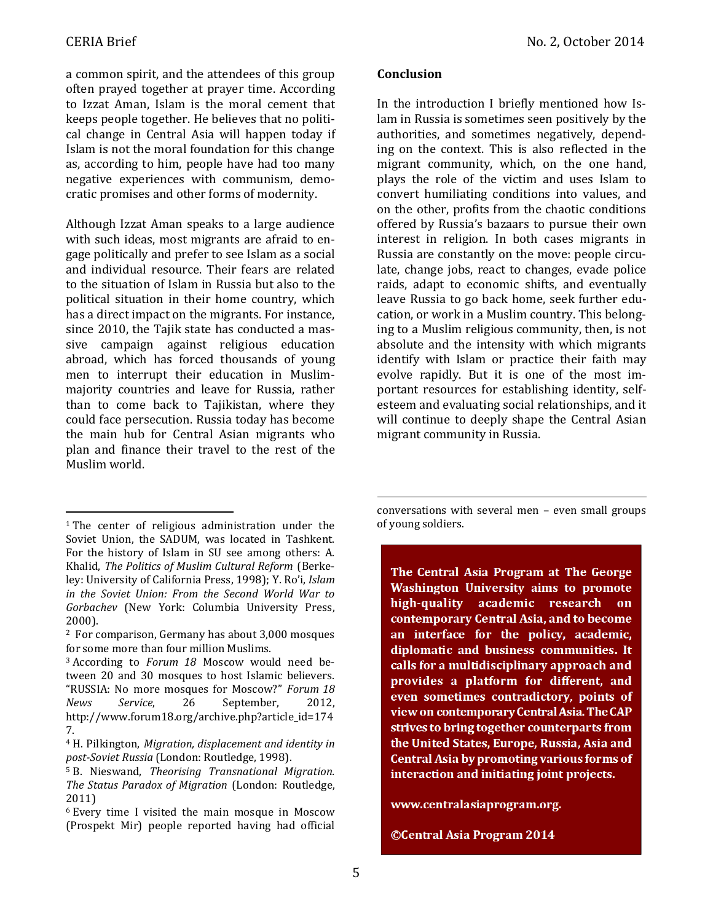a common spirit, and the attendees of this group often prayed together at prayer time. According to Izzat Aman, Islam is the moral cement that keeps people together. He believes that no political change in Central Asia will happen today if Islam is not the moral foundation for this change as, according to him, people have had too many negative experiences with communism, democratic promises and other forms of modernity.

Although Izzat Aman speaks to a large audience with such ideas, most migrants are afraid to engage politically and prefer to see Islam as a social and individual resource. Their fears are related to the situation of Islam in Russia but also to the political situation in their home country, which has a direct impact on the migrants. For instance, since 2010, the Tajik state has conducted a massive campaign against religious education abroad, which has forced thousands of young men to interrupt their education in Muslim-majority countries and leave for Russia, rather than to come back to Tajikistan, where they could face persecution. Russia today has become the main hub for Central Asian migrants who plan and finance their travel to the rest of the Muslim world.

**Conclusion**

In the introduction I briefly mentioned how Islam in Russia is sometimes seen positively by the authorities, and sometimes negatively, depending on the context. This is also reflected in the migrant community, which, on the one hand, plays the role of the victim and uses Islam to convert humiliating conditions into values, and on the other, profits from the chaotic conditions offered by Russia's bazaars to pursue their own interest in religion. In both cases migrants in Russia are constantly on the move: people circulate, change jobs, react to changes, evade police raids, adapt to economic shifts, and eventually leave Russia to go back home, seek further education, or work in a Muslim country. This belonging to a Muslim religious community, then, is not absolute and the intensity with which migrants identify with Islam or practice their faith may evolve rapidly. But it is one of the most important resources for establishing identity, self-esteem and evaluating social relationships, and it will continue to deeply shape the Central Asian migrant community in Russia.

---

[1] The center of religious administration under the Soviet Union, the SADUM, was located in Tashkent. For the history of Islam in SU see among others: A. Khalid, *The Politics of Muslim Cultural Reform* (Berkeley: University of California Press, 1998); Y. Ro'i, *Islam in the Soviet Union: From the Second World War to Gorbachev* (New York: Columbia University Press, 2000).

[2] For comparison, Germany has about 3,000 mosques for some more than four million Muslims.

[3] According to *Forum 18* Moscow would need between 20 and 30 mosques to host Islamic believers. "RUSSIA: No more mosques for Moscow?" *Forum 18 News Service*, 26 September, 2012, http://www.forum18.org/archive.php?article_id=1747.

[4] H. Pilkington, *Migration, displacement and identity in post-Soviet Russia* (London: Routledge, 1998).

[5] B. Nieswand, *Theorising Transnational Migration. The Status Paradox of Migration* (London: Routledge, 2011)

[6] Every time I visited the main mosque in Moscow (Prospekt Mir) people reported having had official conversations with several men – even small groups of young soldiers.

**The Central Asia Program at The George Washington University aims to promote high-quality academic research on contemporary Central Asia, and to become an interface for the policy, academic, diplomatic and business communities. It calls for a multidisciplinary approach and provides a platform for different, and even sometimes contradictory, points of view on contemporary Central Asia. The CAP strives to bring together counterparts from the United States, Europe, Russia, Asia and Central Asia by promoting various forms of interaction and initiating joint projects.**

**www.centralasiaprogram.org.**

**©Central Asia Program 2014**